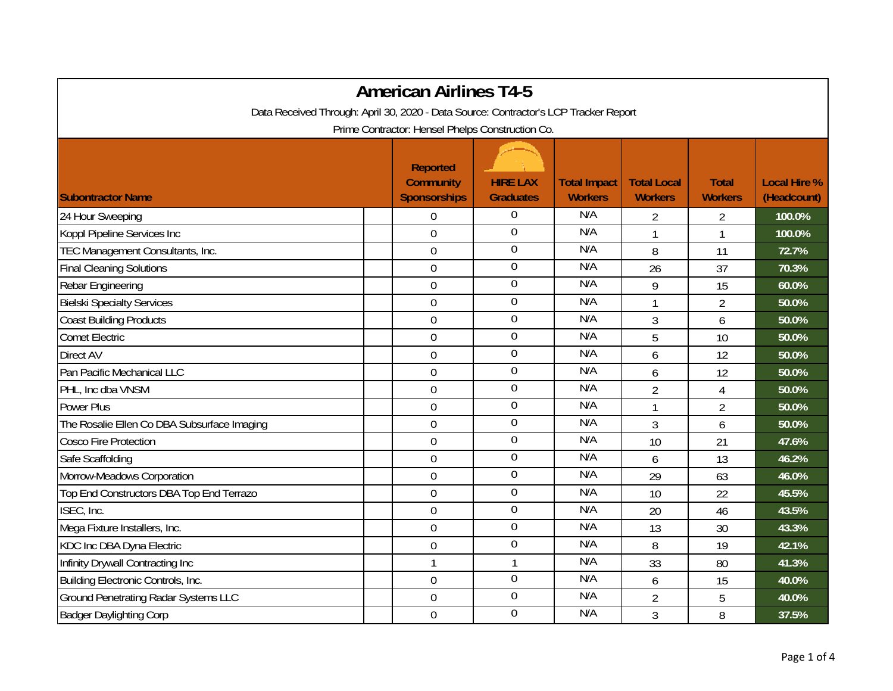# American Airlines T4-5

Data Received Through: April 30, 2020 - Data Source: Contractor's LCP Tracker Report

Prime Contractor: Hensel Phelps Construction Co.

| Subontractor Name | Reported Community Sponsorships | HIRE LAX Graduates | Total Impact Workers | Total Local Workers | Total Workers | Local Hire % (Headcount) |
|---|---|---|---|---|---|---|
| 24 Hour Sweeping | 0 | 0 | N/A | 2 | 2 | 100.0% |
| Koppl Pipeline Services Inc | 0 | 0 | N/A | 1 | 1 | 100.0% |
| TEC Management Consultants, Inc. | 0 | 0 | N/A | 8 | 11 | 72.7% |
| Final Cleaning Solutions | 0 | 0 | N/A | 26 | 37 | 70.3% |
| Rebar Engineering | 0 | 0 | N/A | 9 | 15 | 60.0% |
| Bielski Specialty Services | 0 | 0 | N/A | 1 | 2 | 50.0% |
| Coast Building Products | 0 | 0 | N/A | 3 | 6 | 50.0% |
| Comet Electric | 0 | 0 | N/A | 5 | 10 | 50.0% |
| Direct AV | 0 | 0 | N/A | 6 | 12 | 50.0% |
| Pan Pacific Mechanical LLC | 0 | 0 | N/A | 6 | 12 | 50.0% |
| PHL, Inc dba VNSM | 0 | 0 | N/A | 2 | 4 | 50.0% |
| Power Plus | 0 | 0 | N/A | 1 | 2 | 50.0% |
| The Rosalie Ellen Co DBA Subsurface Imaging | 0 | 0 | N/A | 3 | 6 | 50.0% |
| Cosco Fire Protection | 0 | 0 | N/A | 10 | 21 | 47.6% |
| Safe Scaffolding | 0 | 0 | N/A | 6 | 13 | 46.2% |
| Morrow-Meadows Corporation | 0 | 0 | N/A | 29 | 63 | 46.0% |
| Top End Constructors DBA Top End Terrazo | 0 | 0 | N/A | 10 | 22 | 45.5% |
| ISEC, Inc. | 0 | 0 | N/A | 20 | 46 | 43.5% |
| Mega Fixture Installers, Inc. | 0 | 0 | N/A | 13 | 30 | 43.3% |
| KDC Inc DBA Dyna Electric | 0 | 0 | N/A | 8 | 19 | 42.1% |
| Infinity Drywall Contracting Inc | 1 | 1 | N/A | 33 | 80 | 41.3% |
| Building Electronic Controls, Inc. | 0 | 0 | N/A | 6 | 15 | 40.0% |
| Ground Penetrating Radar Systems LLC | 0 | 0 | N/A | 2 | 5 | 40.0% |
| Badger Daylighting Corp | 0 | 0 | N/A | 3 | 8 | 37.5% |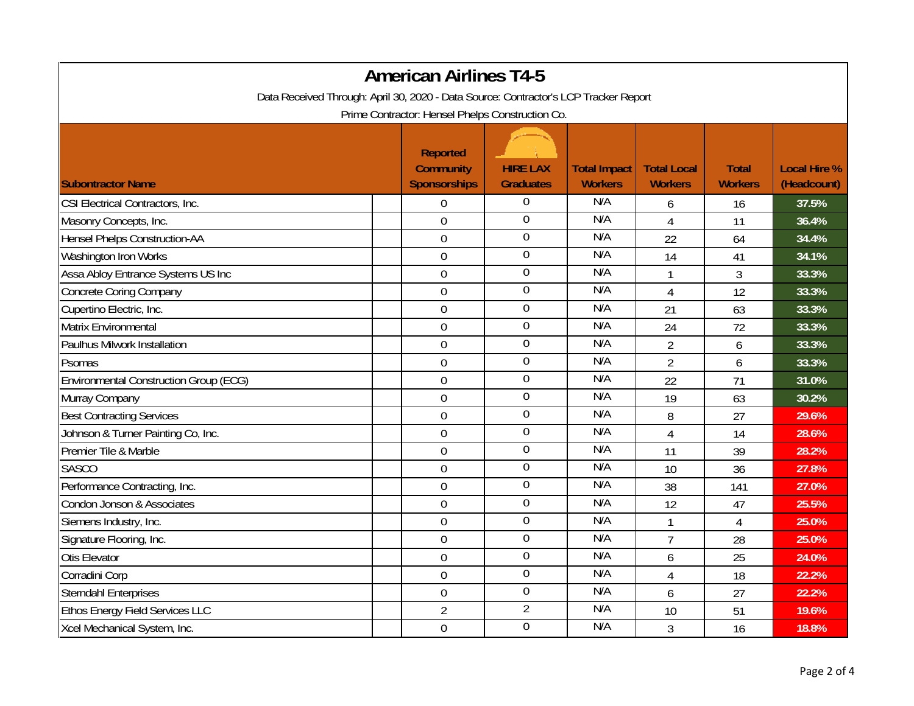# American Airlines T4-5

Data Received Through: April 30, 2020 - Data Source: Contractor's LCP Tracker Report

Prime Contractor: Hensel Phelps Construction Co.

| Subcontractor Name | Reported Community Sponsorships | HIRE LAX Graduates | Total Impact Workers | Total Local Workers | Total Workers | Local Hire % (Headcount) |
|---|---|---|---|---|---|---|
| CSI Electrical Contractors, Inc. | 0 | 0 | N/A | 6 | 16 | 37.5% |
| Masonry Concepts, Inc. | 0 | 0 | N/A | 4 | 11 | 36.4% |
| Hensel Phelps Construction-AA | 0 | 0 | N/A | 22 | 64 | 34.4% |
| Washington Iron Works | 0 | 0 | N/A | 14 | 41 | 34.1% |
| Assa Abloy Entrance Systems US Inc | 0 | 0 | N/A | 1 | 3 | 33.3% |
| Concrete Coring Company | 0 | 0 | N/A | 4 | 12 | 33.3% |
| Cupertino Electric, Inc. | 0 | 0 | N/A | 21 | 63 | 33.3% |
| Matrix Environmental | 0 | 0 | N/A | 24 | 72 | 33.3% |
| Paulhus Milwork Installation | 0 | 0 | N/A | 2 | 6 | 33.3% |
| Psomas | 0 | 0 | N/A | 2 | 6 | 33.3% |
| Environmental Construction Group (ECG) | 0 | 0 | N/A | 22 | 71 | 31.0% |
| Murray Company | 0 | 0 | N/A | 19 | 63 | 30.2% |
| Best Contracting Services | 0 | 0 | N/A | 8 | 27 | 29.6% |
| Johnson & Turner Painting Co, Inc. | 0 | 0 | N/A | 4 | 14 | 28.6% |
| Premier Tile & Marble | 0 | 0 | N/A | 11 | 39 | 28.2% |
| SASCO | 0 | 0 | N/A | 10 | 36 | 27.8% |
| Performance Contracting, Inc. | 0 | 0 | N/A | 38 | 141 | 27.0% |
| Condon Jonson & Associates | 0 | 0 | N/A | 12 | 47 | 25.5% |
| Siemens Industry, Inc. | 0 | 0 | N/A | 1 | 4 | 25.0% |
| Signature Flooring, Inc. | 0 | 0 | N/A | 7 | 28 | 25.0% |
| Otis Elevator | 0 | 0 | N/A | 6 | 25 | 24.0% |
| Corradini Corp | 0 | 0 | N/A | 4 | 18 | 22.2% |
| Sterndahl Enterprises | 0 | 0 | N/A | 6 | 27 | 22.2% |
| Ethos Energy Field Services LLC | 2 | 2 | N/A | 10 | 51 | 19.6% |
| Xcel Mechanical System, Inc. | 0 | 0 | N/A | 3 | 16 | 18.8% |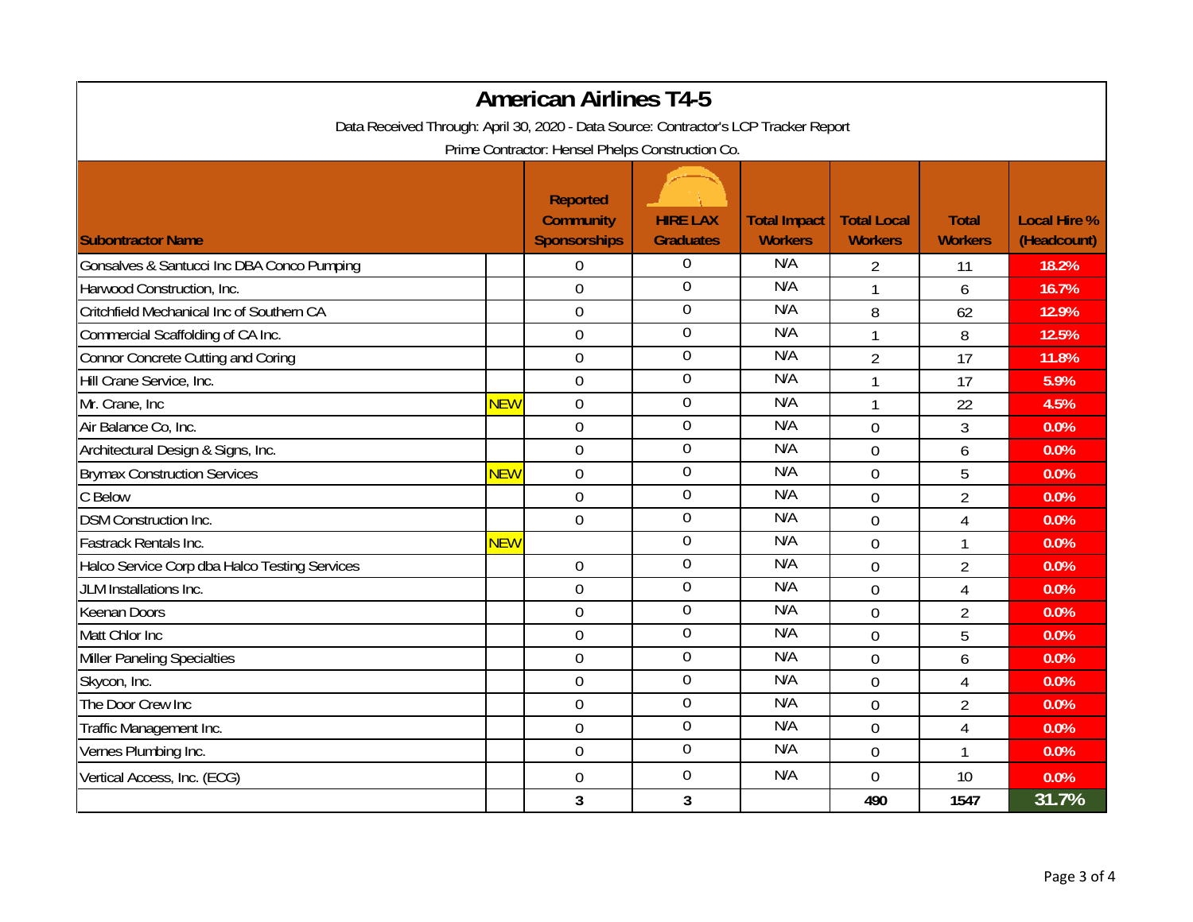# American Airlines T4-5

Data Received Through: April 30, 2020 - Data Source: Contractor's LCP Tracker Report

Prime Contractor: Hensel Phelps Construction Co.

| Subcontractor Name | | Reported Community Sponsorships | HIRE LAX Graduates | Total Impact Workers | Total Local Workers | Total Workers | Local Hire % (Headcount) |
|---|---|---|---|---|---|---|---|
| Gonsalves & Santucci Inc DBA Conco Pumping | | 0 | 0 | N/A | 2 | 11 | 18.2% |
| Harwood Construction, Inc. | | 0 | 0 | N/A | 1 | 6 | 16.7% |
| Critchfield Mechanical Inc of Southern CA | | 0 | 0 | N/A | 8 | 62 | 12.9% |
| Commercial Scaffolding of CA Inc. | | 0 | 0 | N/A | 1 | 8 | 12.5% |
| Connor Concrete Cutting and Coring | | 0 | 0 | N/A | 2 | 17 | 11.8% |
| Hill Crane Service, Inc. | | 0 | 0 | N/A | 1 | 17 | 5.9% |
| Mr. Crane, Inc | NEW | 0 | 0 | N/A | 1 | 22 | 4.5% |
| Air Balance Co, Inc. | | 0 | 0 | N/A | 0 | 3 | 0.0% |
| Architectural Design & Signs, Inc. | | 0 | 0 | N/A | 0 | 6 | 0.0% |
| Brymax Construction Services | NEW | 0 | 0 | N/A | 0 | 5 | 0.0% |
| C Below | | 0 | 0 | N/A | 0 | 2 | 0.0% |
| DSM Construction Inc. | | 0 | 0 | N/A | 0 | 4 | 0.0% |
| Fastrack Rentals Inc. | NEW | | 0 | N/A | 0 | 1 | 0.0% |
| Halco Service Corp dba Halco Testing Services | | 0 | 0 | N/A | 0 | 2 | 0.0% |
| JLM Installations Inc. | | 0 | 0 | N/A | 0 | 4 | 0.0% |
| Keenan Doors | | 0 | 0 | N/A | 0 | 2 | 0.0% |
| Matt Chlor Inc | | 0 | 0 | N/A | 0 | 5 | 0.0% |
| Miller Paneling Specialties | | 0 | 0 | N/A | 0 | 6 | 0.0% |
| Skycon, Inc. | | 0 | 0 | N/A | 0 | 4 | 0.0% |
| The Door Crew Inc | | 0 | 0 | N/A | 0 | 2 | 0.0% |
| Traffic Management Inc. | | 0 | 0 | N/A | 0 | 4 | 0.0% |
| Vernes Plumbing Inc. | | 0 | 0 | N/A | 0 | 1 | 0.0% |
| Vertical Access, Inc. (ECG) | | 0 | 0 | N/A | 0 | 10 | 0.0% |
| | | 3 | 3 | | 490 | 1547 | 31.7% |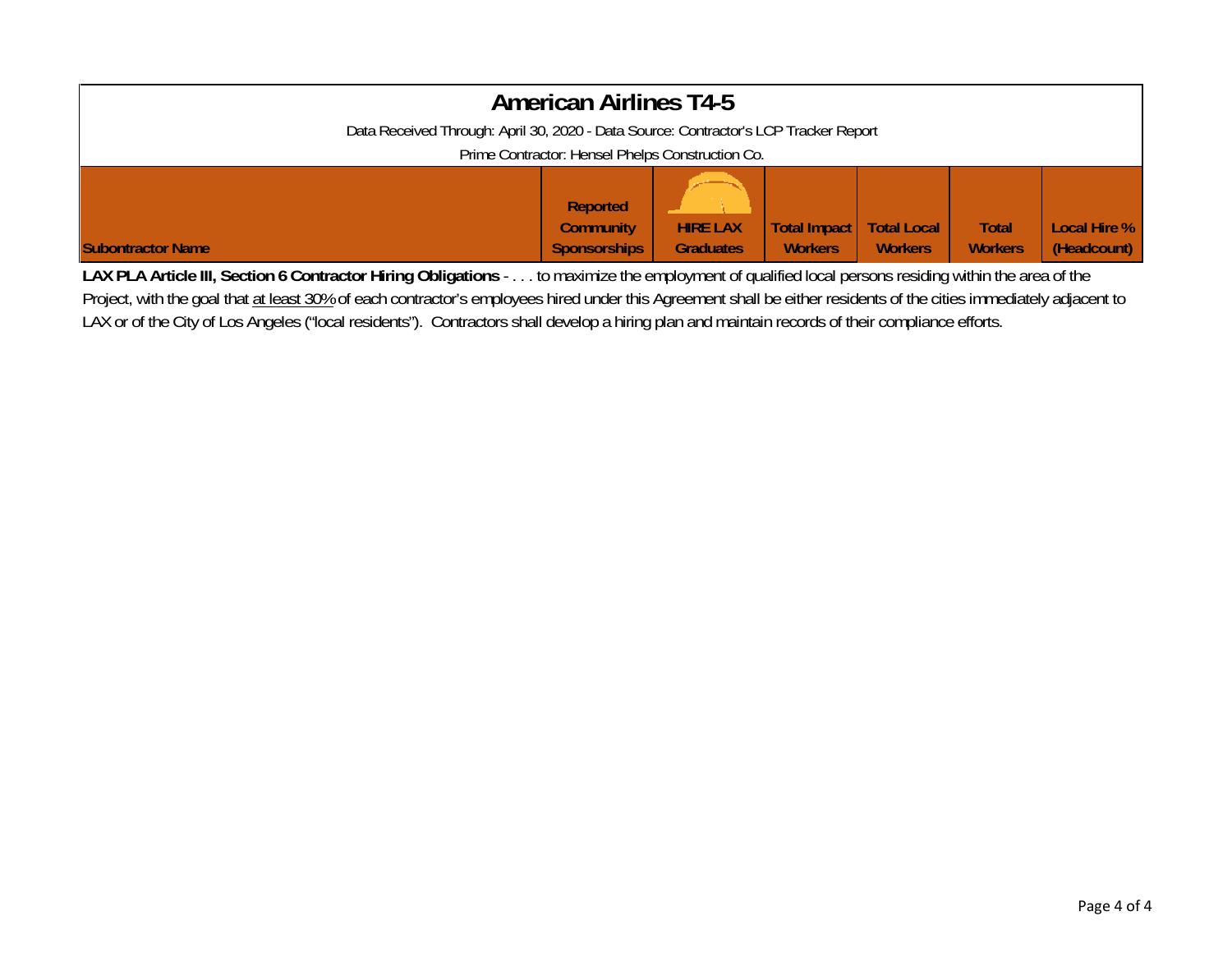# American Airlines T4-5

Data Received Through: April 30, 2020 - Data Source: Contractor's LCP Tracker Report

Prime Contractor: Hensel Phelps Construction Co.

| Subontractor Name | Reported Community Sponsorships | HIRE LAX Graduates | Total Impact Workers | Total Local Workers | Total Workers | Local Hire % (Headcount) |
| --- | --- | --- | --- | --- | --- | --- |

**LAX PLA Article III, Section 6 Contractor Hiring Obligations** - . . . to maximize the employment of qualified local persons residing within the area of the Project, with the goal that at least 30% of each contractor's employees hired under this Agreement shall be either residents of the cities immediately adjacent to LAX or of the City of Los Angeles ("local residents"). Contractors shall develop a hiring plan and maintain records of their compliance efforts.